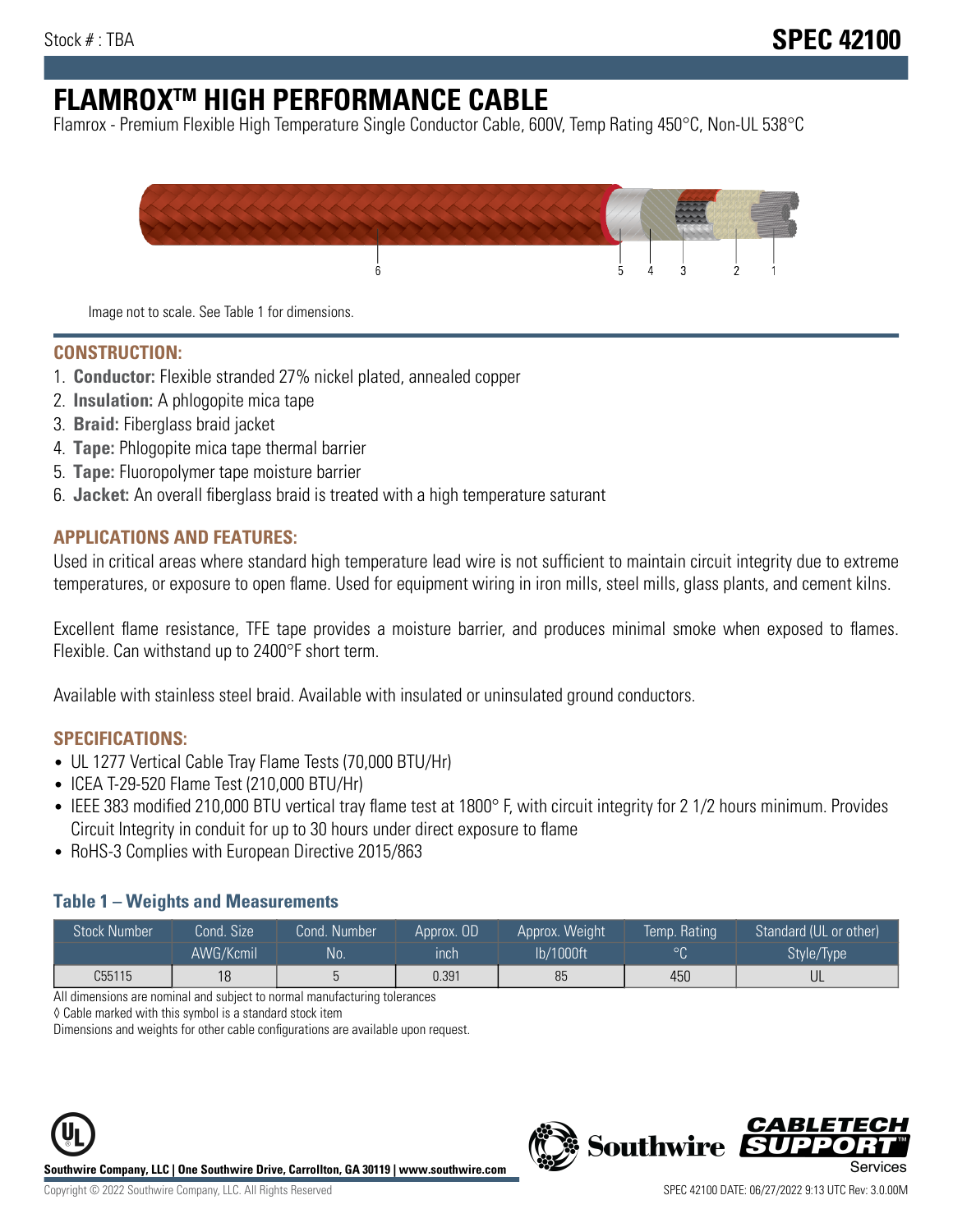Stock # : TBA

# SPEC 42100

# FLAMROX™ HIGH PERFORMANCE CABLE

Flamrox - Premium Flexible High Temperature Single Conductor Cable, 600V, Temp Rating 450°C, Non-UL 538°C

Image not to scale. See Table 1 for dimensions.

## CONSTRUCTION:

1. **Conductor:** Flexible stranded 27% nickel plated, annealed copper
2. **Insulation:** A phlogopite mica tape
3. **Braid:** Fiberglass braid jacket
4. **Tape:** Phlogopite mica tape thermal barrier
5. **Tape:** Fluoropolymer tape moisture barrier
6. **Jacket:** An overall fiberglass braid is treated with a high temperature saturant

## APPLICATIONS AND FEATURES:

Used in critical areas where standard high temperature lead wire is not sufficient to maintain circuit integrity due to extreme temperatures, or exposure to open flame. Used for equipment wiring in iron mills, steel mills, glass plants, and cement kilns.

Excellent flame resistance, TFE tape provides a moisture barrier, and produces minimal smoke when exposed to flames. Flexible. Can withstand up to 2400°F short term.

Available with stainless steel braid. Available with insulated or uninsulated ground conductors.

## SPECIFICATIONS:

- UL 1277 Vertical Cable Tray Flame Tests (70,000 BTU/Hr)
- ICEA T-29-520 Flame Test (210,000 BTU/Hr)
- IEEE 383 modified 210,000 BTU vertical tray flame test at 1800° F, with circuit integrity for 2 1/2 hours minimum. Provides Circuit Integrity in conduit for up to 30 hours under direct exposure to flame
- RoHS-3 Complies with European Directive 2015/863

### Table 1 – Weights and Measurements

| Stock Number | Cond. Size | Cond. Number | Approx. OD | Approx. Weight | Temp. Rating | Standard (UL or other) |
|---|---|---|---|---|---|---|
| | AWG/Kcmil | No. | inch | lb/1000ft | °C | Style/Type |
| C55115 | 18 | 5 | 0.391 | 85 | 450 | UL |

All dimensions are nominal and subject to normal manufacturing tolerances

◊ Cable marked with this symbol is a standard stock item

Dimensions and weights for other cable configurations are available upon request.

**Southwire Company, LLC | One Southwire Drive, Carrollton, GA 30119 | www.southwire.com**

Copyright © 2022 Southwire Company, LLC. All Rights Reserved

SPEC 42100 DATE: 06/27/2022 9:13 UTC Rev: 3.0.00M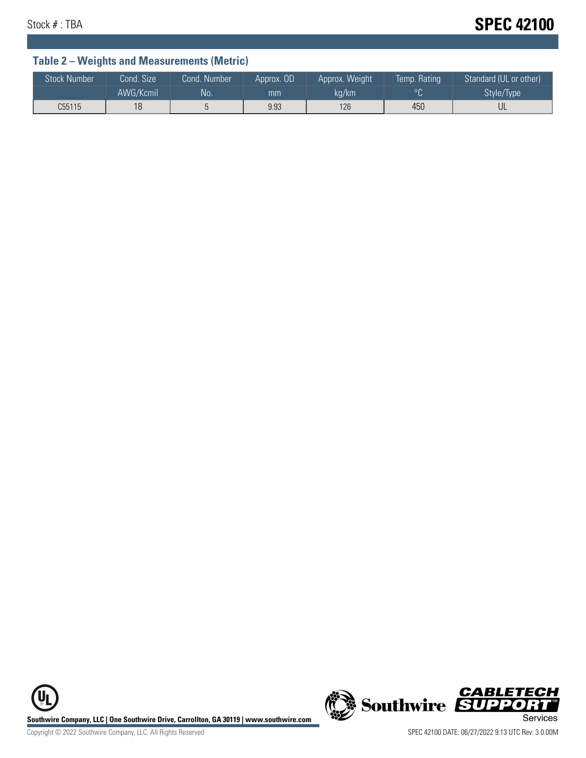### Table 2 – Weights and Measurements (Metric)

| Stock Number | Cond. Size | Cond. Number | Approx. OD | Approx. Weight | Temp. Rating | Standard (UL or other) |
|---|---|---|---|---|---|---|
| | AWG/Kcmil | No. | mm | kg/km | °C | Style/Type |
| C55115 | 18 | 5 | 9.93 | 126 | 450 | UL |